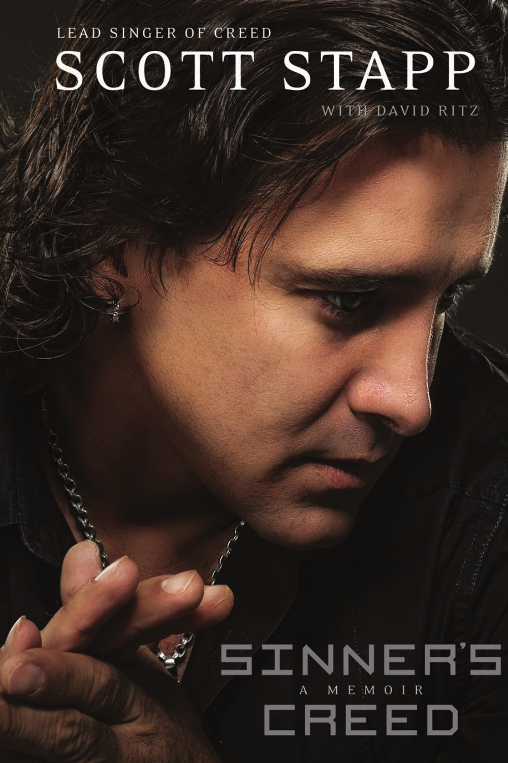LEAD SINGER OF CREED

# SCOTT STAPP

WITH DAVID RITZ

# SINNER'S CREED

A MEMOIR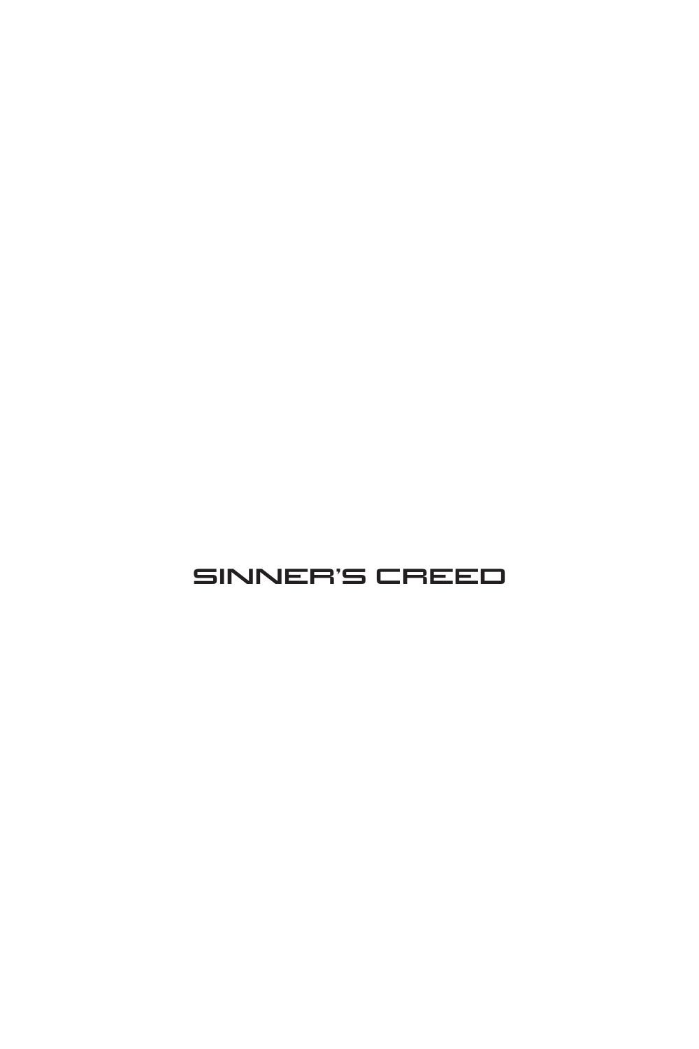SINNER'S CREED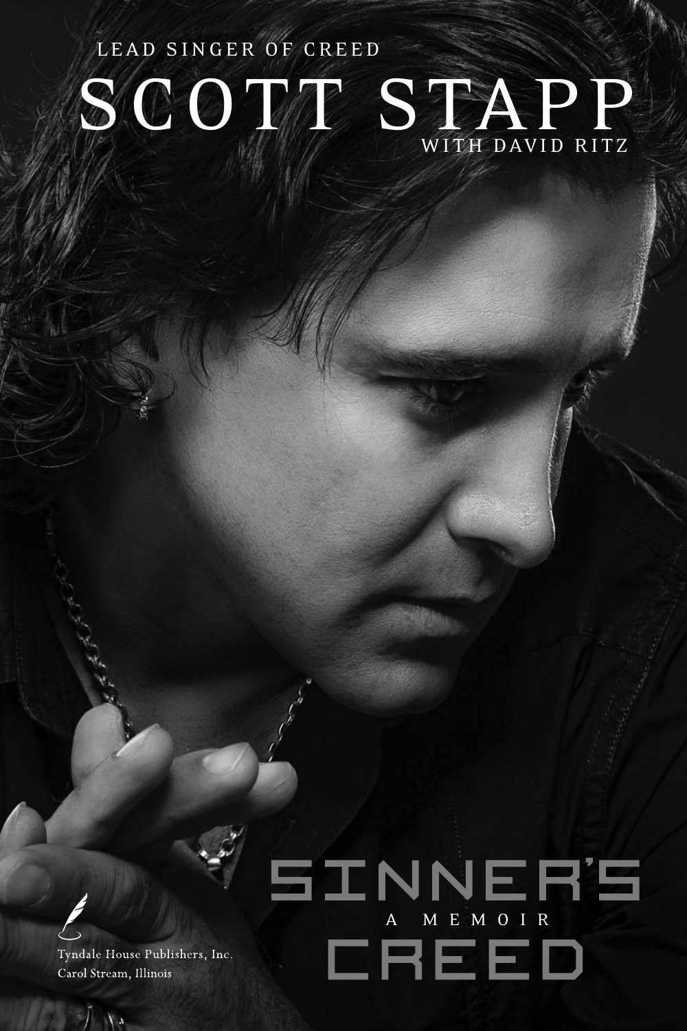LEAD SINGER OF CREED

# SCOTT STAPP

WITH DAVID RITZ

# SINNER'S CREED

A MEMOIR

Tyndale House Publishers, Inc.
Carol Stream, Illinois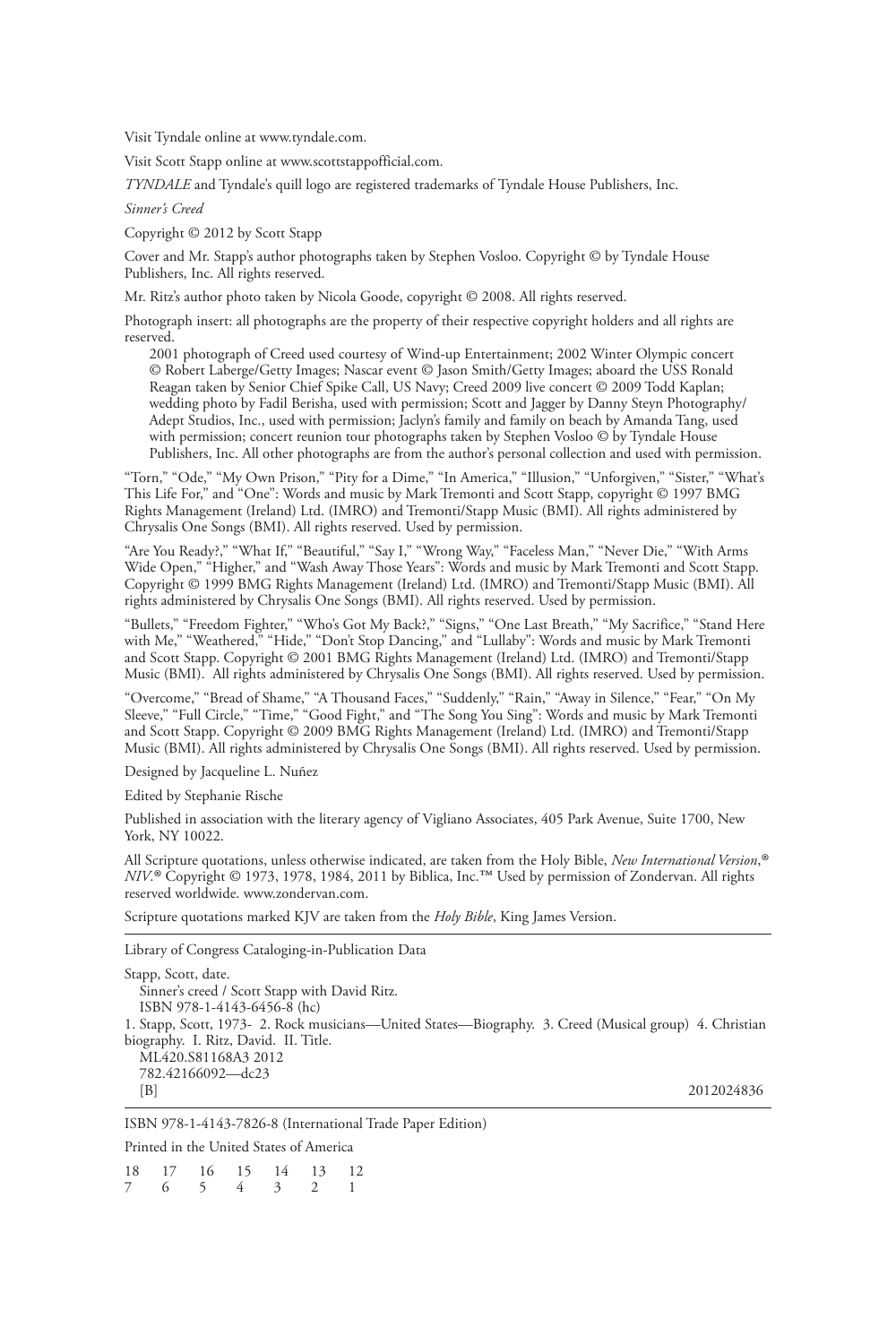Visit Tyndale online at www.tyndale.com.

Visit Scott Stapp online at www.scottstappofficial.com.

*TYNDALE* and Tyndale's quill logo are registered trademarks of Tyndale House Publishers, Inc.

*Sinner's Creed*

Copyright © 2012 by Scott Stapp

Cover and Mr. Stapp's author photographs taken by Stephen Vosloo. Copyright © by Tyndale House Publishers, Inc. All rights reserved.

Mr. Ritz's author photo taken by Nicola Goode, copyright © 2008. All rights reserved.

Photograph insert: all photographs are the property of their respective copyright holders and all rights are reserved.

2001 photograph of Creed used courtesy of Wind-up Entertainment; 2002 Winter Olympic concert © Robert Laberge/Getty Images; Nascar event © Jason Smith/Getty Images; aboard the USS Ronald Reagan taken by Senior Chief Spike Call, US Navy; Creed 2009 live concert © 2009 Todd Kaplan; wedding photo by Fadil Berisha, used with permission; Scott and Jagger by Danny Steyn Photography/Adept Studios, Inc., used with permission; Jaclyn's family and family on beach by Amanda Tang, used with permission; concert reunion tour photographs taken by Stephen Vosloo © by Tyndale House Publishers, Inc. All other photographs are from the author's personal collection and used with permission.

"Torn," "Ode," "My Own Prison," "Pity for a Dime," "In America," "Illusion," "Unforgiven," "Sister," "What's This Life For," and "One": Words and music by Mark Tremonti and Scott Stapp, copyright © 1997 BMG Rights Management (Ireland) Ltd. (IMRO) and Tremonti/Stapp Music (BMI). All rights administered by Chrysalis One Songs (BMI). All rights reserved. Used by permission.

"Are You Ready?," "What If," "Beautiful," "Say I," "Wrong Way," "Faceless Man," "Never Die," "With Arms Wide Open," "Higher," and "Wash Away Those Years": Words and music by Mark Tremonti and Scott Stapp. Copyright © 1999 BMG Rights Management (Ireland) Ltd. (IMRO) and Tremonti/Stapp Music (BMI). All rights administered by Chrysalis One Songs (BMI). All rights reserved. Used by permission.

"Bullets," "Freedom Fighter," "Who's Got My Back?," "Signs," "One Last Breath," "My Sacrifice," "Stand Here with Me," "Weathered," "Hide," "Don't Stop Dancing," and "Lullaby": Words and music by Mark Tremonti and Scott Stapp. Copyright © 2001 BMG Rights Management (Ireland) Ltd. (IMRO) and Tremonti/Stapp Music (BMI). All rights administered by Chrysalis One Songs (BMI). All rights reserved. Used by permission.

"Overcome," "Bread of Shame," "A Thousand Faces," "Suddenly," "Rain," "Away in Silence," "Fear," "On My Sleeve," "Full Circle," "Time," "Good Fight," and "The Song You Sing": Words and music by Mark Tremonti and Scott Stapp. Copyright © 2009 BMG Rights Management (Ireland) Ltd. (IMRO) and Tremonti/Stapp Music (BMI). All rights administered by Chrysalis One Songs (BMI). All rights reserved. Used by permission.

Designed by Jacqueline L. Nuñez

Edited by Stephanie Rische

Published in association with the literary agency of Vigliano Associates, 405 Park Avenue, Suite 1700, New York, NY 10022.

All Scripture quotations, unless otherwise indicated, are taken from the Holy Bible, *New International Version*,® *NIV*.® Copyright © 1973, 1978, 1984, 2011 by Biblica, Inc.™ Used by permission of Zondervan. All rights reserved worldwide. www.zondervan.com.

Scripture quotations marked KJV are taken from the *Holy Bible*, King James Version.

---

Library of Congress Cataloging-in-Publication Data

Stapp, Scott, date.
Sinner's creed / Scott Stapp with David Ritz.
ISBN 978-1-4143-6456-8 (hc)
1. Stapp, Scott, 1973- 2. Rock musicians—United States—Biography. 3. Creed (Musical group) 4. Christian biography. I. Ritz, David. II. Title.
ML420.S81168A3 2012
782.42166092—dc23
[B] 2012024836

---

ISBN 978-1-4143-7826-8 (International Trade Paper Edition)

Printed in the United States of America

18 17 16 15 14 13 12
7 6 5 4 3 2 1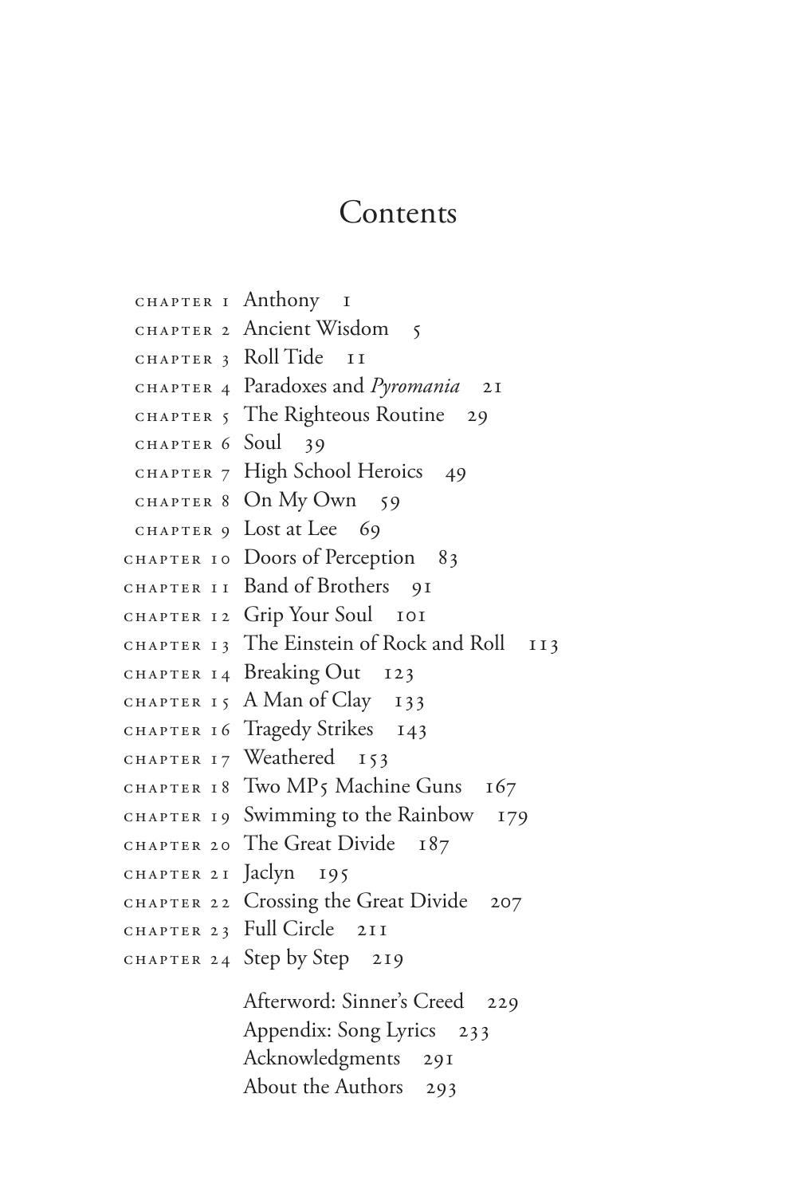# Contents

| | | |
|---|---|---|
| CHAPTER 1 | Anthony | 1 |
| CHAPTER 2 | Ancient Wisdom | 5 |
| CHAPTER 3 | Roll Tide | 11 |
| CHAPTER 4 | Paradoxes and *Pyromania* | 21 |
| CHAPTER 5 | The Righteous Routine | 29 |
| CHAPTER 6 | Soul | 39 |
| CHAPTER 7 | High School Heroics | 49 |
| CHAPTER 8 | On My Own | 59 |
| CHAPTER 9 | Lost at Lee | 69 |
| CHAPTER 10 | Doors of Perception | 83 |
| CHAPTER 11 | Band of Brothers | 91 |
| CHAPTER 12 | Grip Your Soul | 101 |
| CHAPTER 13 | The Einstein of Rock and Roll | 113 |
| CHAPTER 14 | Breaking Out | 123 |
| CHAPTER 15 | A Man of Clay | 133 |
| CHAPTER 16 | Tragedy Strikes | 143 |
| CHAPTER 17 | Weathered | 153 |
| CHAPTER 18 | Two MP5 Machine Guns | 167 |
| CHAPTER 19 | Swimming to the Rainbow | 179 |
| CHAPTER 20 | The Great Divide | 187 |
| CHAPTER 21 | Jaclyn | 195 |
| CHAPTER 22 | Crossing the Great Divide | 207 |
| CHAPTER 23 | Full Circle | 211 |
| CHAPTER 24 | Step by Step | 219 |
| | Afterword: Sinner's Creed | 229 |
| | Appendix: Song Lyrics | 233 |
| | Acknowledgments | 291 |
| | About the Authors | 293 |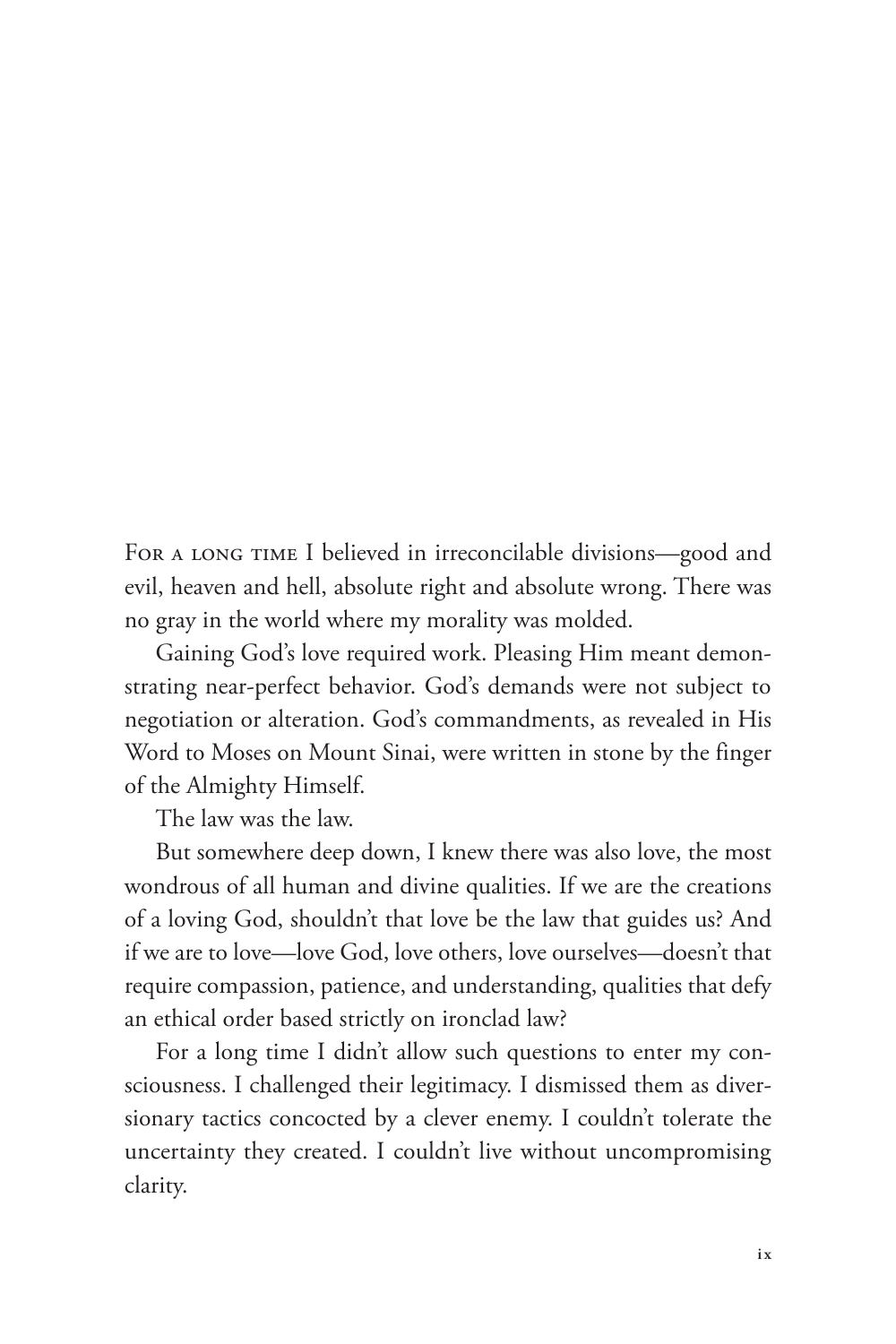For a long time I believed in irreconcilable divisions—good and evil, heaven and hell, absolute right and absolute wrong. There was no gray in the world where my morality was molded.

Gaining God's love required work. Pleasing Him meant demonstrating near-perfect behavior. God's demands were not subject to negotiation or alteration. God's commandments, as revealed in His Word to Moses on Mount Sinai, were written in stone by the finger of the Almighty Himself.

The law was the law.

But somewhere deep down, I knew there was also love, the most wondrous of all human and divine qualities. If we are the creations of a loving God, shouldn't that love be the law that guides us? And if we are to love—love God, love others, love ourselves—doesn't that require compassion, patience, and understanding, qualities that defy an ethical order based strictly on ironclad law?

For a long time I didn't allow such questions to enter my consciousness. I challenged their legitimacy. I dismissed them as diversionary tactics concocted by a clever enemy. I couldn't tolerate the uncertainty they created. I couldn't live without uncompromising clarity.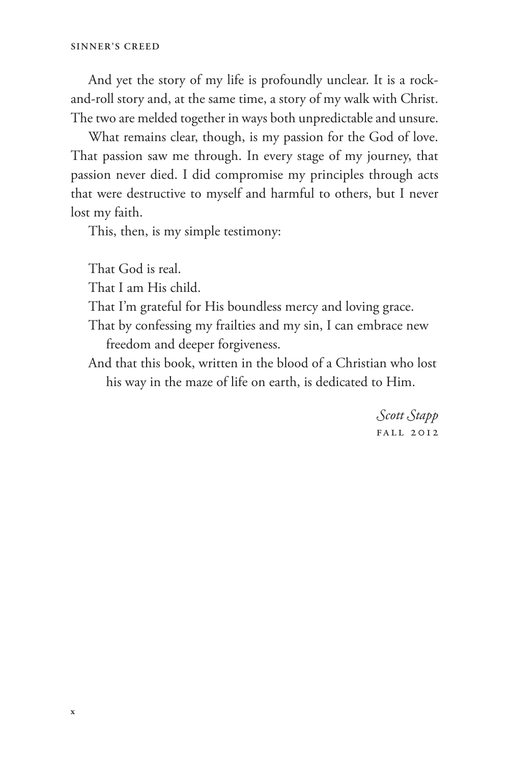And yet the story of my life is profoundly unclear. It is a rock-and-roll story and, at the same time, a story of my walk with Christ. The two are melded together in ways both unpredictable and unsure.

What remains clear, though, is my passion for the God of love. That passion saw me through. In every stage of my journey, that passion never died. I did compromise my principles through acts that were destructive to myself and harmful to others, but I never lost my faith.

This, then, is my simple testimony:

That God is real.
That I am His child.
That I'm grateful for His boundless mercy and loving grace.
That by confessing my frailties and my sin, I can embrace new freedom and deeper forgiveness.
And that this book, written in the blood of a Christian who lost his way in the maze of life on earth, is dedicated to Him.

*Scott Stapp*
FALL 2012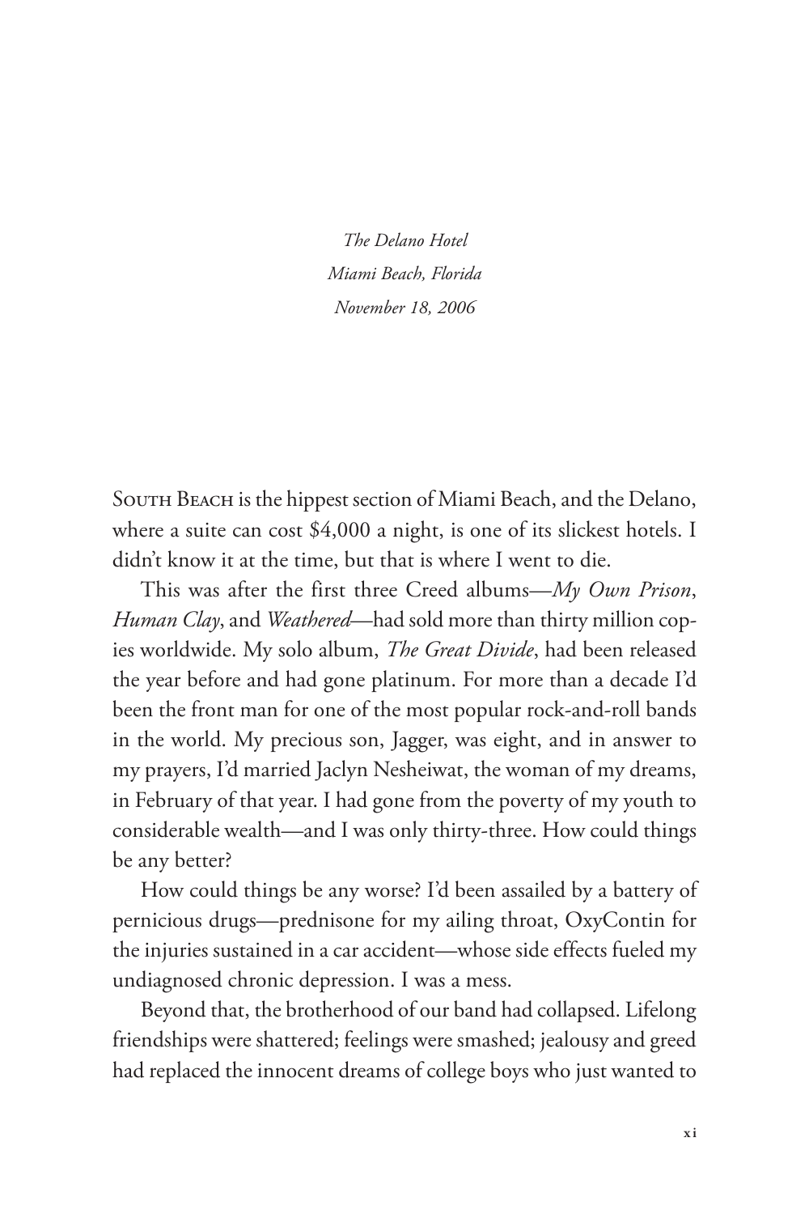*The Delano Hotel*
*Miami Beach, Florida*
*November 18, 2006*

South Beach is the hippest section of Miami Beach, and the Delano, where a suite can cost $4,000 a night, is one of its slickest hotels. I didn't know it at the time, but that is where I went to die.

This was after the first three Creed albums—*My Own Prison*, *Human Clay*, and *Weathered*—had sold more than thirty million copies worldwide. My solo album, *The Great Divide*, had been released the year before and had gone platinum. For more than a decade I'd been the front man for one of the most popular rock-and-roll bands in the world. My precious son, Jagger, was eight, and in answer to my prayers, I'd married Jaclyn Nesheiwat, the woman of my dreams, in February of that year. I had gone from the poverty of my youth to considerable wealth—and I was only thirty-three. How could things be any better?

How could things be any worse? I'd been assailed by a battery of pernicious drugs—prednisone for my ailing throat, OxyContin for the injuries sustained in a car accident—whose side effects fueled my undiagnosed chronic depression. I was a mess.

Beyond that, the brotherhood of our band had collapsed. Lifelong friendships were shattered; feelings were smashed; jealousy and greed had replaced the innocent dreams of college boys who just wanted to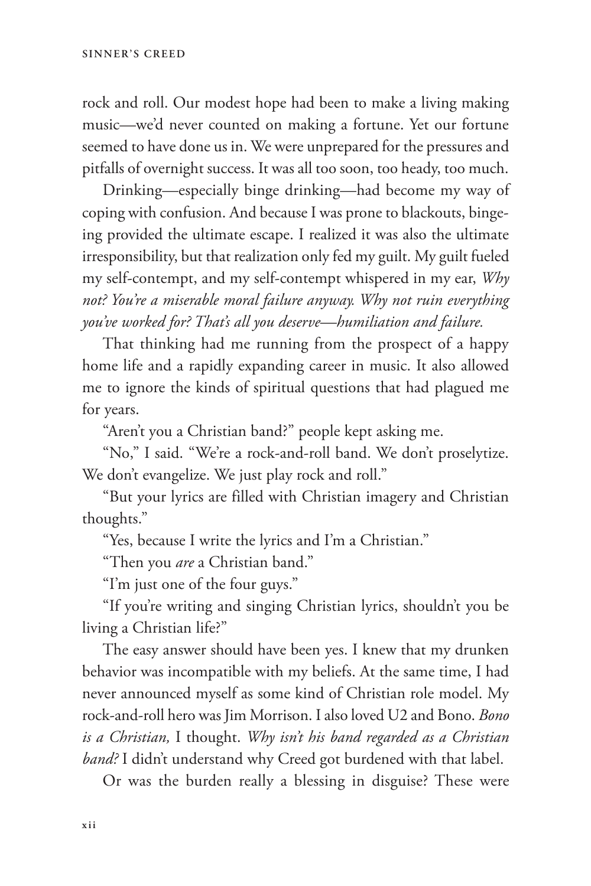rock and roll. Our modest hope had been to make a living making music—we'd never counted on making a fortune. Yet our fortune seemed to have done us in. We were unprepared for the pressures and pitfalls of overnight success. It was all too soon, too heady, too much.

Drinking—especially binge drinking—had become my way of coping with confusion. And because I was prone to blackouts, bingeing provided the ultimate escape. I realized it was also the ultimate irresponsibility, but that realization only fed my guilt. My guilt fueled my self-contempt, and my self-contempt whispered in my ear, *Why not? You're a miserable moral failure anyway. Why not ruin everything you've worked for? That's all you deserve—humiliation and failure.*

That thinking had me running from the prospect of a happy home life and a rapidly expanding career in music. It also allowed me to ignore the kinds of spiritual questions that had plagued me for years.

"Aren't you a Christian band?" people kept asking me.

"No," I said. "We're a rock-and-roll band. We don't proselytize. We don't evangelize. We just play rock and roll."

"But your lyrics are filled with Christian imagery and Christian thoughts."

"Yes, because I write the lyrics and I'm a Christian."

"Then you *are* a Christian band."

"I'm just one of the four guys."

"If you're writing and singing Christian lyrics, shouldn't you be living a Christian life?"

The easy answer should have been yes. I knew that my drunken behavior was incompatible with my beliefs. At the same time, I had never announced myself as some kind of Christian role model. My rock-and-roll hero was Jim Morrison. I also loved U2 and Bono. *Bono is a Christian,* I thought. *Why isn't his band regarded as a Christian band?* I didn't understand why Creed got burdened with that label.

Or was the burden really a blessing in disguise? These were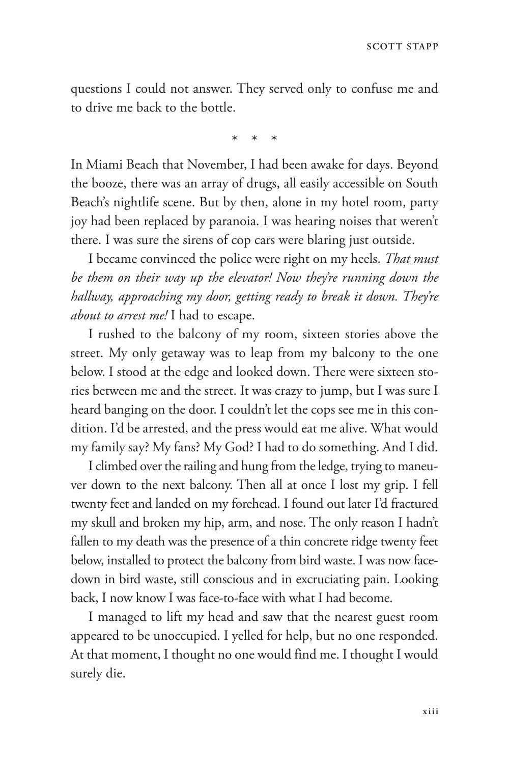questions I could not answer. They served only to confuse me and to drive me back to the bottle.

\* \* \*

In Miami Beach that November, I had been awake for days. Beyond the booze, there was an array of drugs, all easily accessible on South Beach's nightlife scene. But by then, alone in my hotel room, party joy had been replaced by paranoia. I was hearing noises that weren't there. I was sure the sirens of cop cars were blaring just outside.

I became convinced the police were right on my heels. *That must be them on their way up the elevator! Now they're running down the hallway, approaching my door, getting ready to break it down. They're about to arrest me!* I had to escape.

I rushed to the balcony of my room, sixteen stories above the street. My only getaway was to leap from my balcony to the one below. I stood at the edge and looked down. There were sixteen stories between me and the street. It was crazy to jump, but I was sure I heard banging on the door. I couldn't let the cops see me in this condition. I'd be arrested, and the press would eat me alive. What would my family say? My fans? My God? I had to do something. And I did.

I climbed over the railing and hung from the ledge, trying to maneuver down to the next balcony. Then all at once I lost my grip. I fell twenty feet and landed on my forehead. I found out later I'd fractured my skull and broken my hip, arm, and nose. The only reason I hadn't fallen to my death was the presence of a thin concrete ridge twenty feet below, installed to protect the balcony from bird waste. I was now facedown in bird waste, still conscious and in excruciating pain. Looking back, I now know I was face-to-face with what I had become.

I managed to lift my head and saw that the nearest guest room appeared to be unoccupied. I yelled for help, but no one responded. At that moment, I thought no one would find me. I thought I would surely die.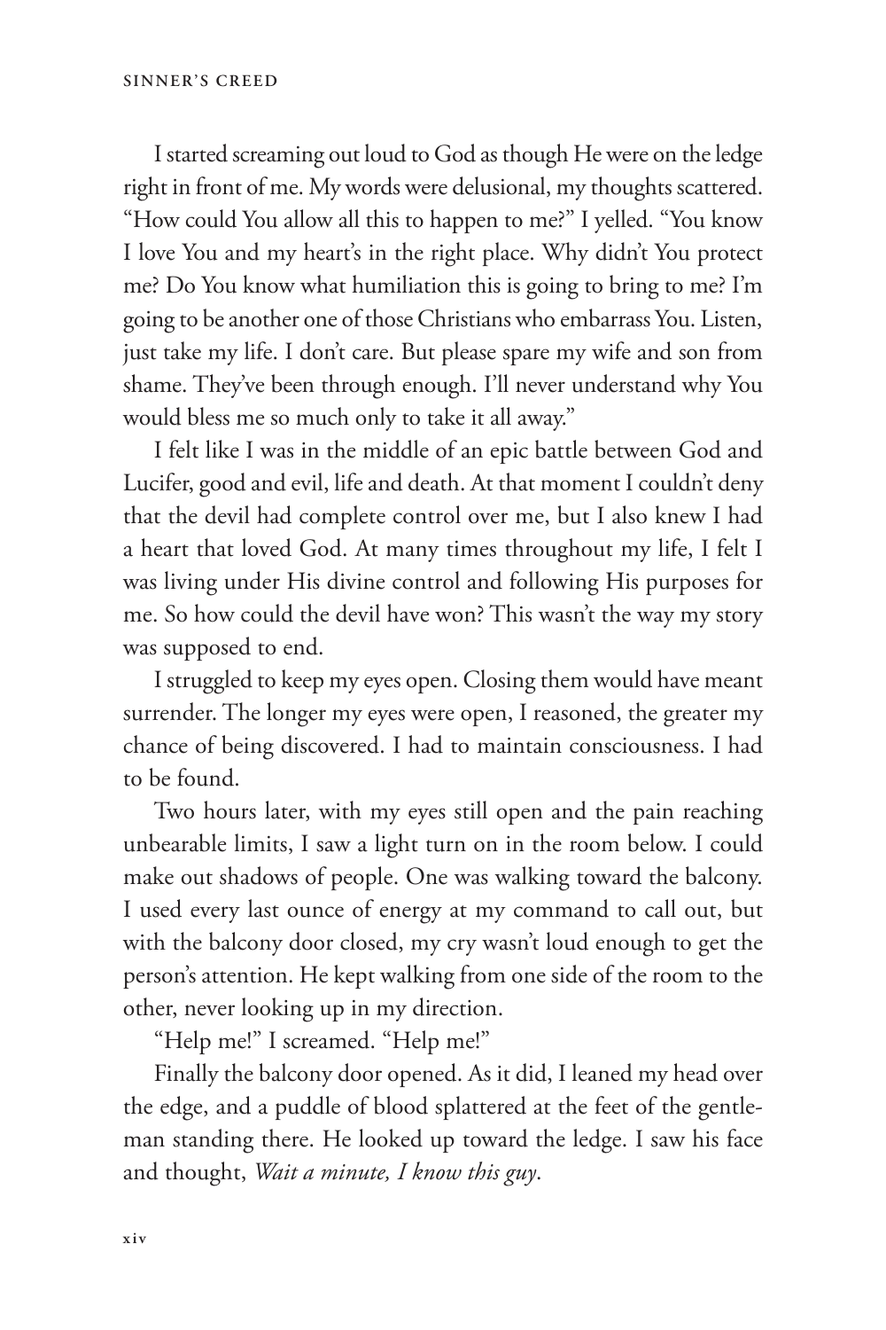I started screaming out loud to God as though He were on the ledge right in front of me. My words were delusional, my thoughts scattered. "How could You allow all this to happen to me?" I yelled. "You know I love You and my heart's in the right place. Why didn't You protect me? Do You know what humiliation this is going to bring to me? I'm going to be another one of those Christians who embarrass You. Listen, just take my life. I don't care. But please spare my wife and son from shame. They've been through enough. I'll never understand why You would bless me so much only to take it all away."

I felt like I was in the middle of an epic battle between God and Lucifer, good and evil, life and death. At that moment I couldn't deny that the devil had complete control over me, but I also knew I had a heart that loved God. At many times throughout my life, I felt I was living under His divine control and following His purposes for me. So how could the devil have won? This wasn't the way my story was supposed to end.

I struggled to keep my eyes open. Closing them would have meant surrender. The longer my eyes were open, I reasoned, the greater my chance of being discovered. I had to maintain consciousness. I had to be found.

Two hours later, with my eyes still open and the pain reaching unbearable limits, I saw a light turn on in the room below. I could make out shadows of people. One was walking toward the balcony. I used every last ounce of energy at my command to call out, but with the balcony door closed, my cry wasn't loud enough to get the person's attention. He kept walking from one side of the room to the other, never looking up in my direction.

"Help me!" I screamed. "Help me!"

Finally the balcony door opened. As it did, I leaned my head over the edge, and a puddle of blood splattered at the feet of the gentleman standing there. He looked up toward the ledge. I saw his face and thought, *Wait a minute, I know this guy*.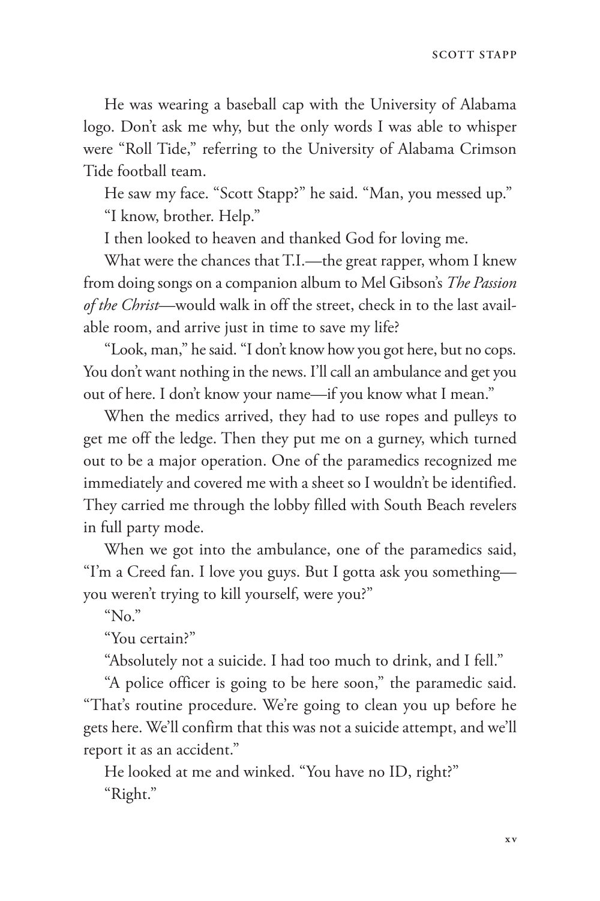He was wearing a baseball cap with the University of Alabama logo. Don't ask me why, but the only words I was able to whisper were "Roll Tide," referring to the University of Alabama Crimson Tide football team.

He saw my face. "Scott Stapp?" he said. "Man, you messed up."

"I know, brother. Help."

I then looked to heaven and thanked God for loving me.

What were the chances that T.I.—the great rapper, whom I knew from doing songs on a companion album to Mel Gibson's *The Passion of the Christ*—would walk in off the street, check in to the last available room, and arrive just in time to save my life?

"Look, man," he said. "I don't know how you got here, but no cops. You don't want nothing in the news. I'll call an ambulance and get you out of here. I don't know your name—if you know what I mean."

When the medics arrived, they had to use ropes and pulleys to get me off the ledge. Then they put me on a gurney, which turned out to be a major operation. One of the paramedics recognized me immediately and covered me with a sheet so I wouldn't be identified. They carried me through the lobby filled with South Beach revelers in full party mode.

When we got into the ambulance, one of the paramedics said, "I'm a Creed fan. I love you guys. But I gotta ask you something—you weren't trying to kill yourself, were you?"

"No."

"You certain?"

"Absolutely not a suicide. I had too much to drink, and I fell."

"A police officer is going to be here soon," the paramedic said. "That's routine procedure. We're going to clean you up before he gets here. We'll confirm that this was not a suicide attempt, and we'll report it as an accident."

He looked at me and winked. "You have no ID, right?"

"Right."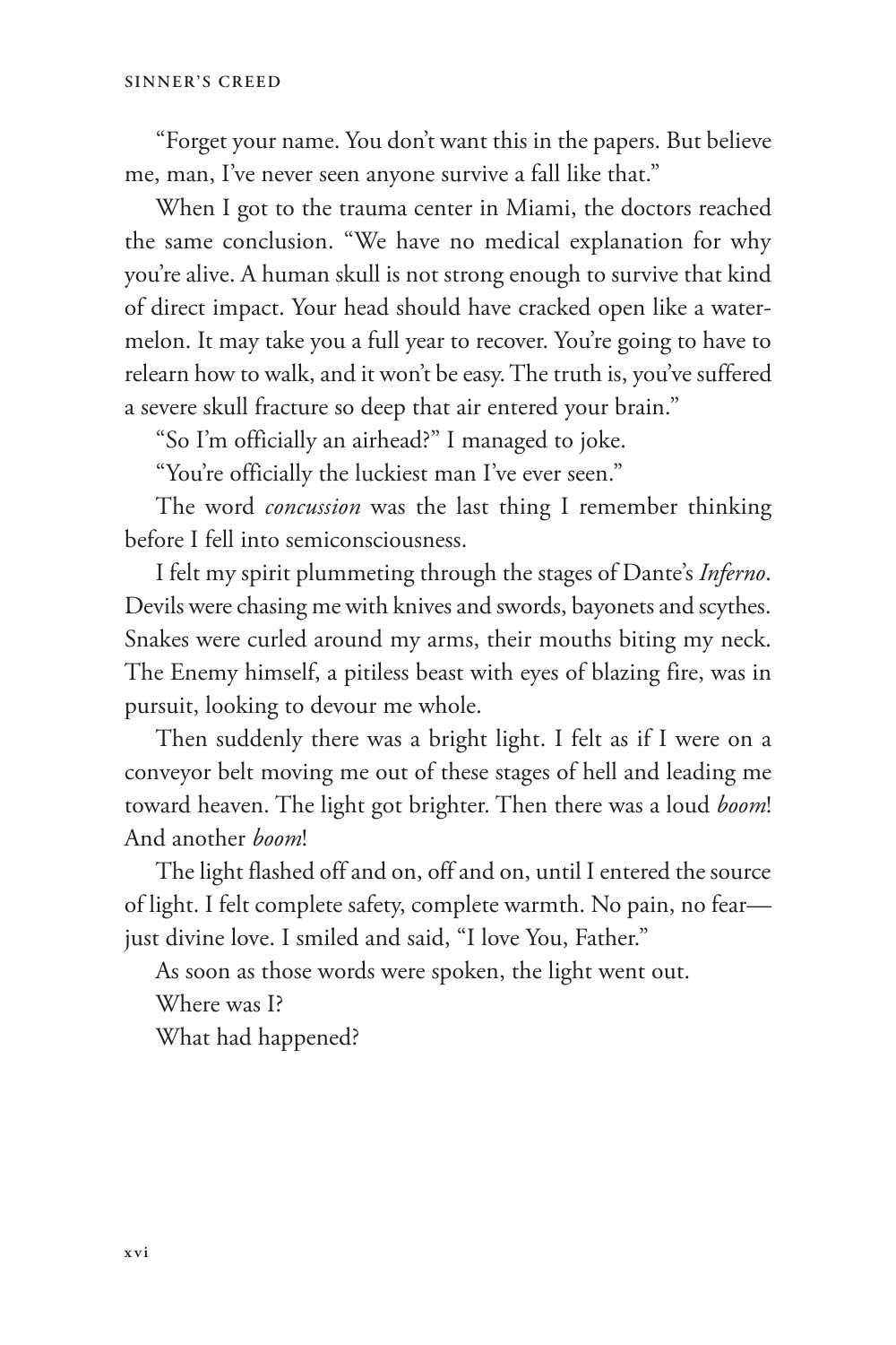"Forget your name. You don't want this in the papers. But believe me, man, I've never seen anyone survive a fall like that."

When I got to the trauma center in Miami, the doctors reached the same conclusion. "We have no medical explanation for why you're alive. A human skull is not strong enough to survive that kind of direct impact. Your head should have cracked open like a watermelon. It may take you a full year to recover. You're going to have to relearn how to walk, and it won't be easy. The truth is, you've suffered a severe skull fracture so deep that air entered your brain."

"So I'm officially an airhead?" I managed to joke.

"You're officially the luckiest man I've ever seen."

The word *concussion* was the last thing I remember thinking before I fell into semiconsciousness.

I felt my spirit plummeting through the stages of Dante's *Inferno*. Devils were chasing me with knives and swords, bayonets and scythes. Snakes were curled around my arms, their mouths biting my neck. The Enemy himself, a pitiless beast with eyes of blazing fire, was in pursuit, looking to devour me whole.

Then suddenly there was a bright light. I felt as if I were on a conveyor belt moving me out of these stages of hell and leading me toward heaven. The light got brighter. Then there was a loud *boom*! And another *boom*!

The light flashed off and on, off and on, until I entered the source of light. I felt complete safety, complete warmth. No pain, no fear—just divine love. I smiled and said, "I love You, Father."

As soon as those words were spoken, the light went out.

Where was I?

What had happened?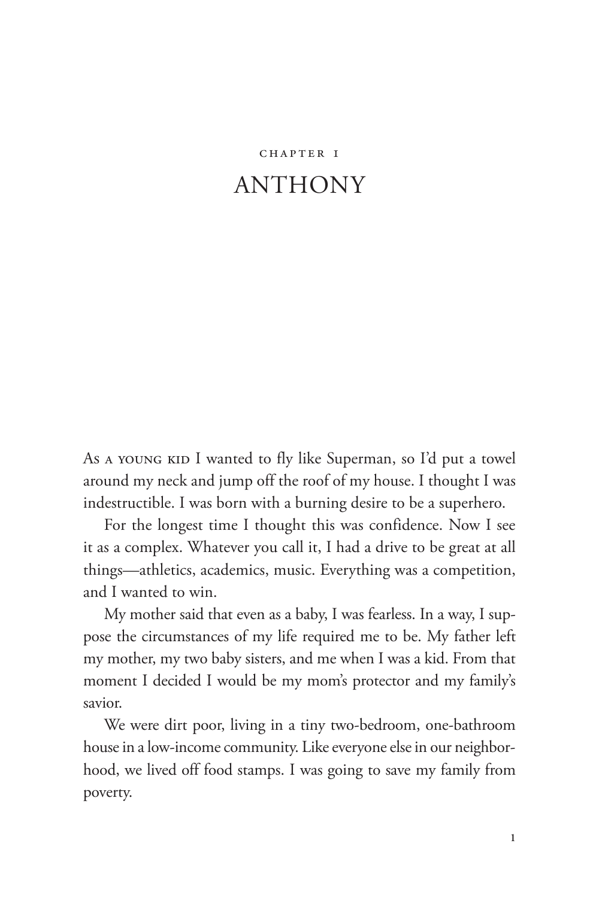CHAPTER 1

# ANTHONY

As a young kid I wanted to fly like Superman, so I'd put a towel around my neck and jump off the roof of my house. I thought I was indestructible. I was born with a burning desire to be a superhero.

For the longest time I thought this was confidence. Now I see it as a complex. Whatever you call it, I had a drive to be great at all things—athletics, academics, music. Everything was a competition, and I wanted to win.

My mother said that even as a baby, I was fearless. In a way, I suppose the circumstances of my life required me to be. My father left my mother, my two baby sisters, and me when I was a kid. From that moment I decided I would be my mom's protector and my family's savior.

We were dirt poor, living in a tiny two-bedroom, one-bathroom house in a low-income community. Like everyone else in our neighborhood, we lived off food stamps. I was going to save my family from poverty.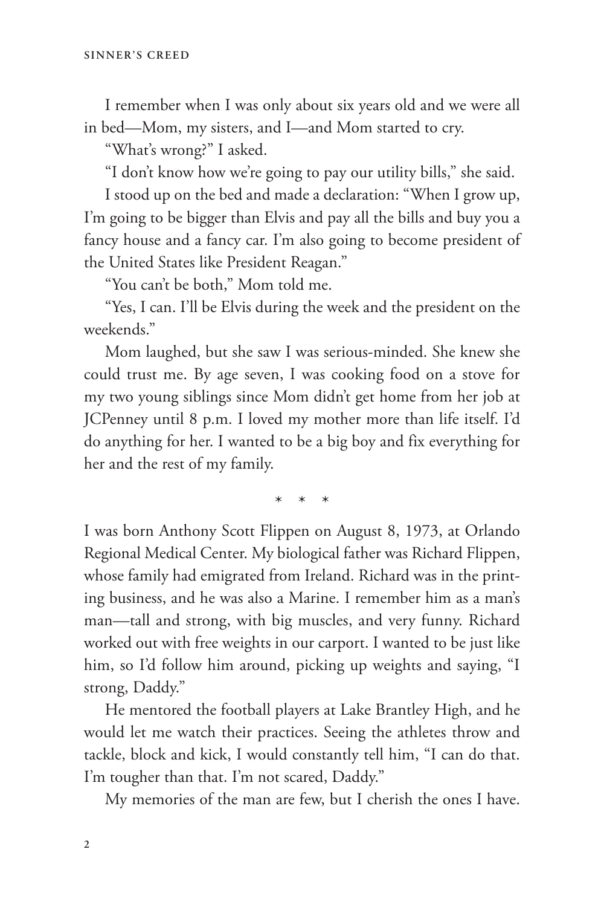I remember when I was only about six years old and we were all in bed—Mom, my sisters, and I—and Mom started to cry.

"What's wrong?" I asked.

"I don't know how we're going to pay our utility bills," she said.

I stood up on the bed and made a declaration: "When I grow up, I'm going to be bigger than Elvis and pay all the bills and buy you a fancy house and a fancy car. I'm also going to become president of the United States like President Reagan."

"You can't be both," Mom told me.

"Yes, I can. I'll be Elvis during the week and the president on the weekends."

Mom laughed, but she saw I was serious-minded. She knew she could trust me. By age seven, I was cooking food on a stove for my two young siblings since Mom didn't get home from her job at JCPenney until 8 p.m. I loved my mother more than life itself. I'd do anything for her. I wanted to be a big boy and fix everything for her and the rest of my family.

\* \* \*

I was born Anthony Scott Flippen on August 8, 1973, at Orlando Regional Medical Center. My biological father was Richard Flippen, whose family had emigrated from Ireland. Richard was in the printing business, and he was also a Marine. I remember him as a man's man—tall and strong, with big muscles, and very funny. Richard worked out with free weights in our carport. I wanted to be just like him, so I'd follow him around, picking up weights and saying, "I strong, Daddy."

He mentored the football players at Lake Brantley High, and he would let me watch their practices. Seeing the athletes throw and tackle, block and kick, I would constantly tell him, "I can do that. I'm tougher than that. I'm not scared, Daddy."

My memories of the man are few, but I cherish the ones I have.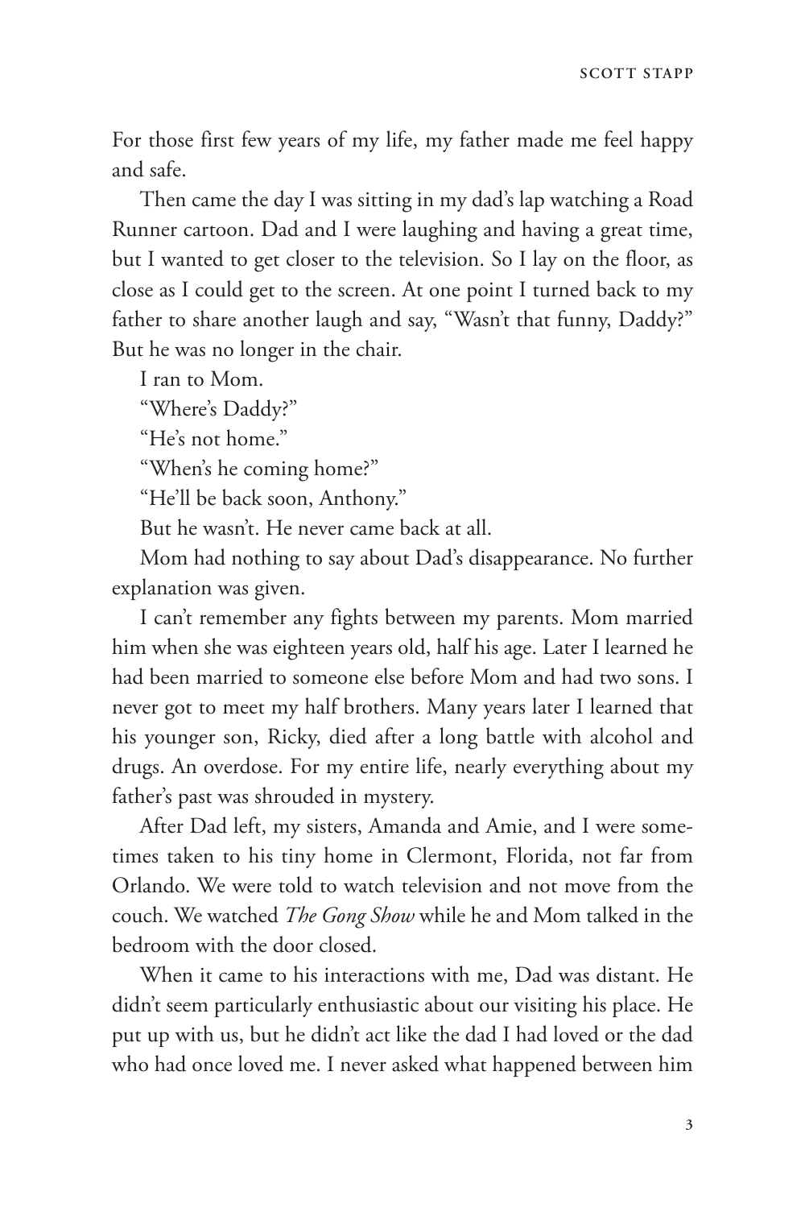For those first few years of my life, my father made me feel happy and safe.

Then came the day I was sitting in my dad's lap watching a Road Runner cartoon. Dad and I were laughing and having a great time, but I wanted to get closer to the television. So I lay on the floor, as close as I could get to the screen. At one point I turned back to my father to share another laugh and say, "Wasn't that funny, Daddy?" But he was no longer in the chair.

I ran to Mom.

"Where's Daddy?"

"He's not home."

"When's he coming home?"

"He'll be back soon, Anthony."

But he wasn't. He never came back at all.

Mom had nothing to say about Dad's disappearance. No further explanation was given.

I can't remember any fights between my parents. Mom married him when she was eighteen years old, half his age. Later I learned he had been married to someone else before Mom and had two sons. I never got to meet my half brothers. Many years later I learned that his younger son, Ricky, died after a long battle with alcohol and drugs. An overdose. For my entire life, nearly everything about my father's past was shrouded in mystery.

After Dad left, my sisters, Amanda and Amie, and I were sometimes taken to his tiny home in Clermont, Florida, not far from Orlando. We were told to watch television and not move from the couch. We watched *The Gong Show* while he and Mom talked in the bedroom with the door closed.

When it came to his interactions with me, Dad was distant. He didn't seem particularly enthusiastic about our visiting his place. He put up with us, but he didn't act like the dad I had loved or the dad who had once loved me. I never asked what happened between him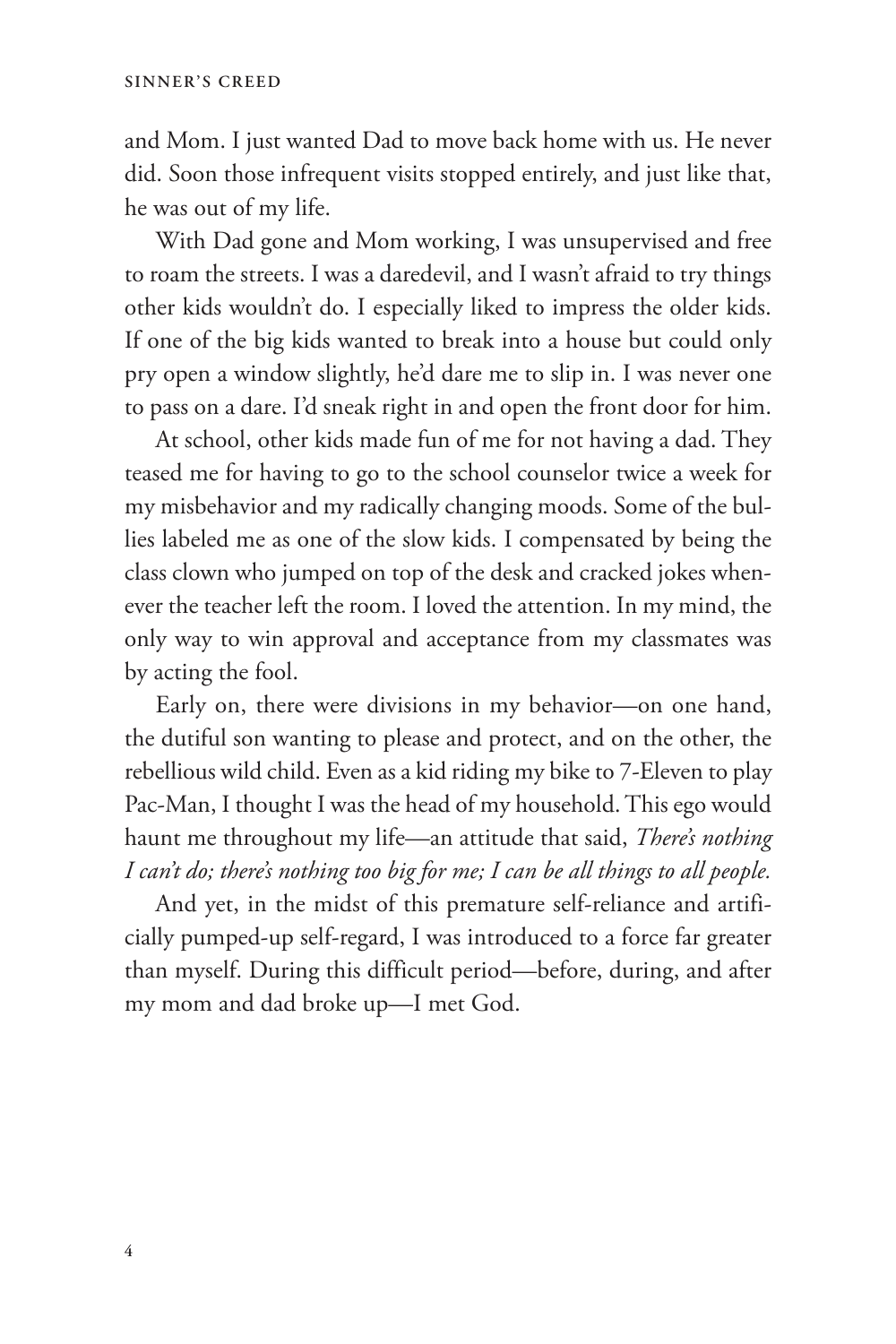and Mom. I just wanted Dad to move back home with us. He never did. Soon those infrequent visits stopped entirely, and just like that, he was out of my life.

With Dad gone and Mom working, I was unsupervised and free to roam the streets. I was a daredevil, and I wasn't afraid to try things other kids wouldn't do. I especially liked to impress the older kids. If one of the big kids wanted to break into a house but could only pry open a window slightly, he'd dare me to slip in. I was never one to pass on a dare. I'd sneak right in and open the front door for him.

At school, other kids made fun of me for not having a dad. They teased me for having to go to the school counselor twice a week for my misbehavior and my radically changing moods. Some of the bullies labeled me as one of the slow kids. I compensated by being the class clown who jumped on top of the desk and cracked jokes whenever the teacher left the room. I loved the attention. In my mind, the only way to win approval and acceptance from my classmates was by acting the fool.

Early on, there were divisions in my behavior—on one hand, the dutiful son wanting to please and protect, and on the other, the rebellious wild child. Even as a kid riding my bike to 7-Eleven to play Pac-Man, I thought I was the head of my household. This ego would haunt me throughout my life—an attitude that said, *There's nothing I can't do; there's nothing too big for me; I can be all things to all people.*

And yet, in the midst of this premature self-reliance and artificially pumped-up self-regard, I was introduced to a force far greater than myself. During this difficult period—before, during, and after my mom and dad broke up—I met God.